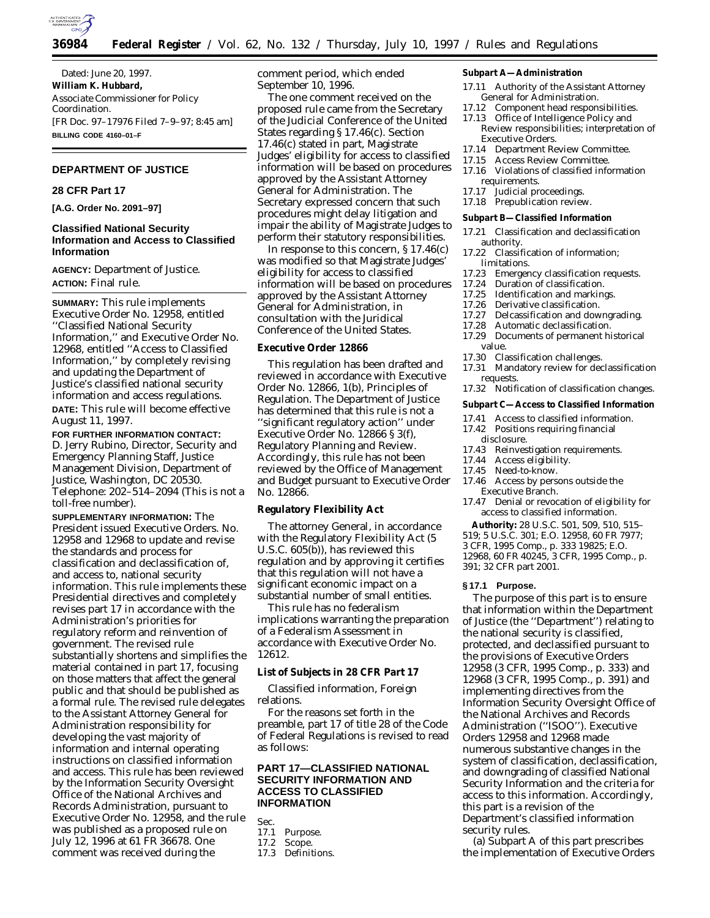Dated: June 20, 1997.

**William K. Hubbard,**

*Associate Commissioner for Policy Coordination.*

[FR Doc. 97–17976 Filed 7–9–97; 8:45 am]

**BILLING CODE 4160–01–F**

## DEPARTMENT OF JUSTICE

### 28 CFR Part 17

**[A.G. Order No. 2091–97]**

### Classified National Security Information and Access to Classified Information

**AGENCY:** Department of Justice.

**ACTION:** Final rule.

**SUMMARY:** This rule implements Executive Order No. 12958, entitled ''Classified National Security Information,'' and Executive Order No. 12968, entitled ''Access to Classified Information,'' by completely revising and updating the Department of Justice's classified national security information and access regulations.

**DATE:** This rule will become effective August 11, 1997.

**FOR FURTHER INFORMATION CONTACT:** D. Jerry Rubino, Director, Security and Emergency Planning Staff, Justice Management Division, Department of Justice, Washington, DC 20530. Telephone: 202–514–2094 (This is not a toll-free number).

**SUPPLEMENTARY INFORMATION:** The President issued Executive Orders. No. 12958 and 12968 to update and revise the standards and process for classification and declassification of, and access to, national security information. This rule implements these Presidential directives and completely revises part 17 in accordance with the Administration's priorities for regulatory reform and reinvention of government. The revised rule substantially shortens and simplifies the material contained in part 17, focusing on those matters that affect the general public and that should be published as a formal rule. The revised rule delegates to the Assistant Attorney General for Administration responsibility for developing the vast majority of information and internal operating instructions on classified information and access. This rule has been reviewed by the Information Security Oversight Office of the National Archives and Records Administration, pursuant to Executive Order No. 12958, and the rule was published as a proposed rule on July 12, 1996 at 61 FR 36678. One comment was received during the comment period, which ended September 10, 1996.

The one comment received on the proposed rule came from the Secretary of the Judicial Conference of the United States regarding § 17.46(c). Section 17.46(c) stated in part, Magistrate Judges' eligibility for access to classified information will be based on procedures approved by the Assistant Attorney General for Administration. The Secretary expressed concern that such procedures might delay litigation and impair the ability of Magistrate Judges to perform their statutory responsibilities.

In response to this concern, § 17.46(c) was modified so that Magistrate Judges' eligibility for access to classified information will be based on procedures approved by the Assistant Attorney General for Administration, in consultation with the Juridical Conference of the United States.

### Executive Order 12866

This regulation has been drafted and reviewed in accordance with Executive Order No. 12866, 1(b), Principles of Regulation. The Department of Justice has determined that this rule is not a ''significant regulatory action'' under Executive Order No. 12866 § 3(f), Regulatory Planning and Review. Accordingly, this rule has not been reviewed by the Office of Management and Budget pursuant to Executive Order No. 12866.

### Regulatory Flexibility Act

The attorney General, in accordance with the Regulatory Flexibility Act (5 U.S.C. 605(b)), has reviewed this regulation and by approving it certifies that this regulation will not have a significant economic impact on a substantial number of small entities.

This rule has no federalism implications warranting the preparation of a Federalism Assessment in accordance with Executive Order No. 12612.

### List of Subjects in 28 CFR Part 17

Classified information, Foreign relations.

For the reasons set forth in the preamble, part 17 of title 28 of the Code of Federal Regulations is revised to read as follows:

## PART 17—CLASSIFIED NATIONAL SECURITY INFORMATION AND ACCESS TO CLASSIFIED INFORMATION

Sec.
17.1 Purpose.
17.2 Scope.
17.3 Definitions.

**Subpart A—Administration**

17.11 Authority of the Assistant Attorney General for Administration.
17.12 Component head responsibilities.
17.13 Office of Intelligence Policy and Review responsibilities; interpretation of Executive Orders.
17.14 Department Review Committee.
17.15 Access Review Committee.
17.16 Violations of classified information requirements.
17.17 Judicial proceedings.
17.18 Prepublication review.

**Subpart B—Classified Information**

17.21 Classification and declassification authority.
17.22 Classification of information; limitations.
17.23 Emergency classification requests.
17.24 Duration of classification.
17.25 Identification and markings.
17.26 Derivative classification.
17.27 Delcassification and downgrading.
17.28 Automatic declassification.
17.29 Documents of permanent historical value.
17.30 Classification challenges.
17.31 Mandatory review for declassification requests.
17.32 Notification of classification changes.

**Subpart C—Access to Classified Information**

17.41 Access to classified information.
17.42 Positions requiring financial disclosure.
17.43 Reinvestigation requirements.
17.44 Access eligibility.
17.45 Need-to-know.
17.46 Access by persons outside the Executive Branch.
17.47 Denial or revocation of eligibility for access to classified information.

**Authority:** 28 U.S.C. 501, 509, 510, 515–519; 5 U.S.C. 301; E.O. 12958, 60 FR 7977; 3 CFR, 1995 Comp., p. 333 19825; E.O. 12968, 60 FR 40245, 3 CFR, 1995 Comp., p. 391; 32 CFR part 2001.

### § 17.1 Purpose.

The purpose of this part is to ensure that information within the Department of Justice (the ''Department'') relating to the national security is classified, protected, and declassified pursuant to the provisions of Executive Orders 12958 (3 CFR, 1995 Comp., p. 333) and 12968 (3 CFR, 1995 Comp., p. 391) and implementing directives from the Information Security Oversight Office of the National Archives and Records Administration (''ISOO''). Executive Orders 12958 and 12968 made numerous substantive changes in the system of classification, declassification, and downgrading of classified National Security Information and the criteria for access to this information. Accordingly, this part is a revision of the Department's classified information security rules.

(a) Subpart A of this part prescribes the implementation of Executive Orders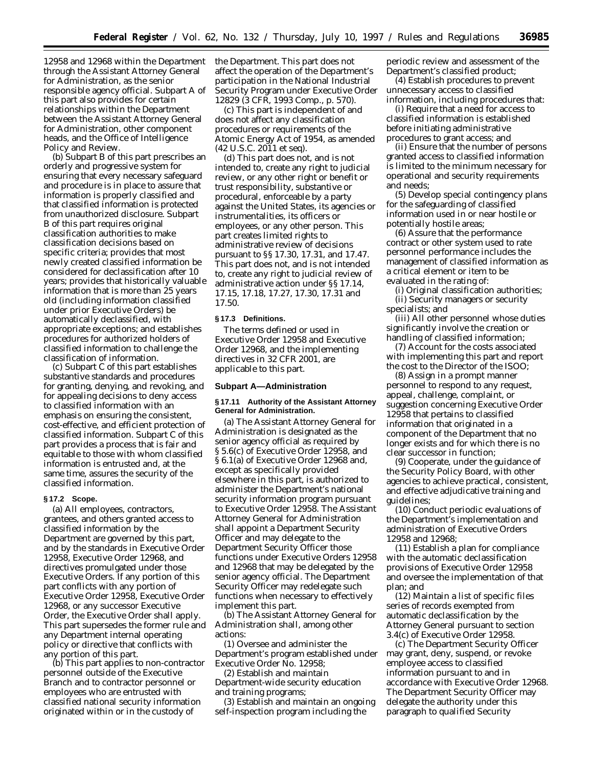12958 and 12968 within the Department through the Assistant Attorney General for Administration, as the senior responsible agency official. Subpart A of this part also provides for certain relationships within the Department between the Assistant Attorney General for Administration, other component heads, and the Office of Intelligence Policy and Review.

(b) Subpart B of this part prescribes an orderly and progressive system for ensuring that every necessary safeguard and procedure is in place to assure that information is properly classified and that classified information is protected from unauthorized disclosure. Subpart B of this part requires original classification authorities to make classification decisions based on specific criteria; provides that most newly created classified information be considered for declassification after 10 years; provides that historically valuable information that is more than 25 years old (including information classified under prior Executive Orders) be automatically declassified, with appropriate exceptions; and establishes procedures for authorized holders of classified information to challenge the classification of information.

(c) Subpart C of this part establishes substantive standards and procedures for granting, denying, and revoking, and for appealing decisions to deny access to classified information with an emphasis on ensuring the consistent, cost-effective, and efficient protection of classified information. Subpart C of this part provides a process that is fair and equitable to those with whom classified information is entrusted and, at the same time, assures the security of the classified information.

**§ 17.2 Scope.**

(a) All employees, contractors, grantees, and others granted access to classified information by the Department are governed by this part, and by the standards in Executive Order 12958, Executive Order 12968, and directives promulgated under those Executive Orders. If any portion of this part conflicts with any portion of Executive Order 12958, Executive Order 12968, or any successor Executive Order, the Executive Order shall apply. This part supersedes the former rule and any Department internal operating policy or directive that conflicts with any portion of this part.

(b) This part applies to non-contractor personnel outside of the Executive Branch and to contractor personnel or employees who are entrusted with classified national security information originated within or in the custody of the Department. This part does not affect the operation of the Department's participation in the National Industrial Security Program under Executive Order 12829 (3 CFR, 1993 Comp., p. 570).

(c) This part is independent of and does not affect any classification procedures or requirements of the Atomic Energy Act of 1954, as amended (42 U.S.C. 2011 et seq).

(d) This part does not, and is not intended to, create any right to judicial review, or any other right or benefit or trust responsibility, substantive or procedural, enforceable by a party against the United States, its agencies or instrumentalities, its officers or employees, or any other person. This part creates limited rights to administrative review of decisions pursuant to §§ 17.30, 17.31, and 17.47. This part does not, and is not intended to, create any right to judicial review of administrative action under §§ 17.14, 17.15, 17.18, 17.27, 17.30, 17.31 and 17.50.

**§ 17.3 Definitions.**

The terms defined or used in Executive Order 12958 and Executive Order 12968, and the implementing directives in 32 CFR 2001, are applicable to this part.

## Subpart A—Administration

**§ 17.11 Authority of the Assistant Attorney General for Administration.**

(a) The Assistant Attorney General for Administration is designated as the senior agency official as required by § 5.6(c) of Executive Order 12958, and § 6.1(a) of Executive Order 12968 and, except as specifically provided elsewhere in this part, is authorized to administer the Department's national security information program pursuant to Executive Order 12958. The Assistant Attorney General for Administration shall appoint a Department Security Officer and may delegate to the Department Security Officer those functions under Executive Orders 12958 and 12968 that may be delegated by the senior agency official. The Department Security Officer may redelegate such functions when necessary to effectively implement this part.

(b) The Assistant Attorney General for Administration shall, among other actions:

(1) Oversee and administer the Department's program established under Executive Order No. 12958;

(2) Establish and maintain Department-wide security education and training programs;

(3) Establish and maintain an ongoing self-inspection program including the periodic review and assessment of the Department's classified product;

(4) Establish procedures to prevent unnecessary access to classified information, including procedures that:

(i) Require that a need for access to classified information is established before initiating administrative procedures to grant access; and

(ii) Ensure that the number of persons granted access to classified information is limited to the minimum necessary for operational and security requirements and needs;

(5) Develop special contingency plans for the safeguarding of classified information used in or near hostile or potentially hostile areas;

(6) Assure that the performance contract or other system used to rate personnel performance includes the management of classified information as a critical element or item to be evaluated in the rating of:

(i) Original classification authorities;

(ii) Security managers or security specialists; and

(iii) All other personnel whose duties significantly involve the creation or handling of classified information;

(7) Account for the costs associated with implementing this part and report the cost to the Director of the ISOO;

(8) Assign in a prompt manner personnel to respond to any request, appeal, challenge, complaint, or suggestion concerning Executive Order 12958 that pertains to classified information that originated in a component of the Department that no longer exists and for which there is no clear successor in function;

(9) Cooperate, under the guidance of the Security Policy Board, with other agencies to achieve practical, consistent, and effective adjudicative training and guidelines;

(10) Conduct periodic evaluations of the Department's implementation and administration of Executive Orders 12958 and 12968;

(11) Establish a plan for compliance with the automatic declassification provisions of Executive Order 12958 and oversee the implementation of that plan; and

(12) Maintain a list of specific files series of records exempted from automatic declassification by the Attorney General pursuant to section 3.4(c) of Executive Order 12958.

(c) The Department Security Officer may grant, deny, suspend, or revoke employee access to classified information pursuant to and in accordance with Executive Order 12968. The Department Security Officer may delegate the authority under this paragraph to qualified Security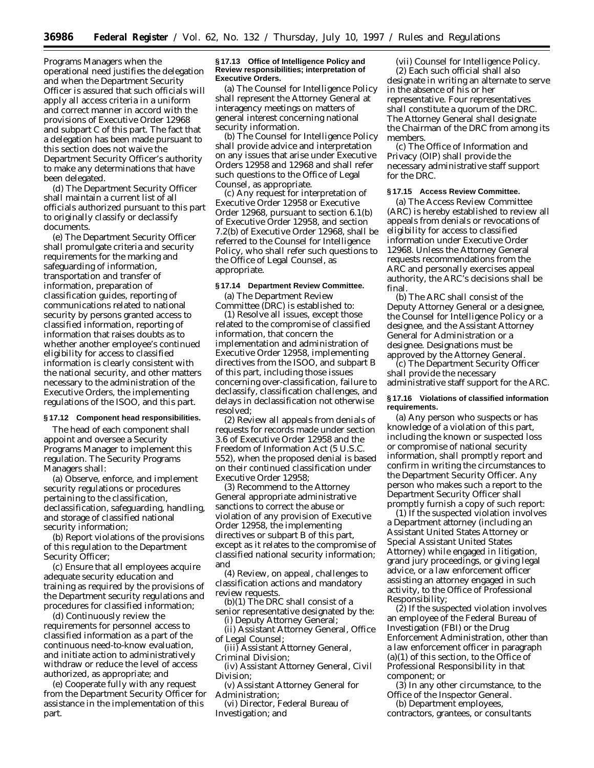Programs Managers when the operational need justifies the delegation and when the Department Security Officer is assured that such officials will apply all access criteria in a uniform and correct manner in accord with the provisions of Executive Order 12968 and subpart C of this part. The fact that a delegation has been made pursuant to this section does not waive the Department Security Officer's authority to make any determinations that have been delegated.

(d) The Department Security Officer shall maintain a current list of all officials authorized pursuant to this part to originally classify or declassify documents.

(e) The Department Security Officer shall promulgate criteria and security requirements for the marking and safeguarding of information, transportation and transfer of information, preparation of classification guides, reporting of communications related to national security by persons granted access to classified information, reporting of information that raises doubts as to whether another employee's continued eligibility for access to classified information is clearly consistent with the national security, and other matters necessary to the administration of the Executive Orders, the implementing regulations of the ISOO, and this part.

**§ 17.12 Component head responsibilities.**

The head of each component shall appoint and oversee a Security Programs Manager to implement this regulation. The Security Programs Managers shall:

(a) Observe, enforce, and implement security regulations or procedures pertaining to the classification, declassification, safeguarding, handling, and storage of classified national security information;

(b) Report violations of the provisions of this regulation to the Department Security Officer;

(c) Ensure that all employees acquire adequate security education and training as required by the provisions of the Department security regulations and procedures for classified information;

(d) Continuously review the requirements for personnel access to classified information as a part of the continuous need-to-know evaluation, and initiate action to administratively withdraw or reduce the level of access authorized, as appropriate; and

(e) Cooperate fully with any request from the Department Security Officer for assistance in the implementation of this part.

**§ 17.13 Office of Intelligence Policy and Review responsibilities; interpretation of Executive Orders.**

(a) The Counsel for Intelligence Policy shall represent the Attorney General at interagency meetings on matters of general interest concerning national security information.

(b) The Counsel for Intelligence Policy shall provide advice and interpretation on any issues that arise under Executive Orders 12958 and 12968 and shall refer such questions to the Office of Legal Counsel, as appropriate.

(c) Any request for interpretation of Executive Order 12958 or Executive Order 12968, pursuant to section 6.1(b) of Executive Order 12958, and section 7.2(b) of Executive Order 12968, shall be referred to the Counsel for Intelligence Policy, who shall refer such questions to the Office of Legal Counsel, as appropriate.

**§ 17.14 Department Review Committee.**

(a) The Department Review Committee (DRC) is established to:

(1) Resolve all issues, except those related to the compromise of classified information, that concern the implementation and administration of Executive Order 12958, implementing directives from the ISOO, and subpart B of this part, including those issues concerning over-classification, failure to declassify, classification challenges, and delays in declassification not otherwise resolved;

(2) Review all appeals from denials of requests for records made under section 3.6 of Executive Order 12958 and the Freedom of Information Act (5 U.S.C. 552), when the proposed denial is based on their continued classification under Executive Order 12958;

(3) Recommend to the Attorney General appropriate administrative sanctions to correct the abuse or violation of any provision of Executive Order 12958, the implementing directives or subpart B of this part, except as it relates to the compromise of classified national security information; and

(4) Review, on appeal, challenges to classification actions and mandatory review requests.

(b)(1) The DRC shall consist of a senior representative designated by the:

(i) Deputy Attorney General;

(ii) Assistant Attorney General, Office of Legal Counsel;

(iii) Assistant Attorney General, Criminal Division;

(iv) Assistant Attorney General, Civil Division;

(v) Assistant Attorney General for Administration;

(vi) Director, Federal Bureau of Investigation; and

(vii) Counsel for Intelligence Policy.

(2) Each such official shall also designate in writing an alternate to serve in the absence of his or her representative. Four representatives shall constitute a quorum of the DRC. The Attorney General shall designate the Chairman of the DRC from among its members.

(c) The Office of Information and Privacy (OIP) shall provide the necessary administrative staff support for the DRC.

**§ 17.15 Access Review Committee.**

(a) The Access Review Committee (ARC) is hereby established to review all appeals from denials or revocations of eligibility for access to classified information under Executive Order 12968. Unless the Attorney General requests recommendations from the ARC and personally exercises appeal authority, the ARC's decisions shall be final.

(b) The ARC shall consist of the Deputy Attorney General or a designee, the Counsel for Intelligence Policy or a designee, and the Assistant Attorney General for Administration or a designee. Designations must be approved by the Attorney General.

(c) The Department Security Officer shall provide the necessary administrative staff support for the ARC.

**§ 17.16 Violations of classified information requirements.**

(a) Any person who suspects or has knowledge of a violation of this part, including the known or suspected loss or compromise of national security information, shall promptly report and confirm in writing the circumstances to the Department Security Officer. Any person who makes such a report to the Department Security Officer shall promptly furnish a copy of such report:

(1) If the suspected violation involves a Department attorney (including an Assistant United States Attorney or Special Assistant United States Attorney) while engaged in litigation, grand jury proceedings, or giving legal advice, or a law enforcement officer assisting an attorney engaged in such activity, to the Office of Professional Responsibility;

(2) If the suspected violation involves an employee of the Federal Bureau of Investigation (FBI) or the Drug Enforcement Administration, other than a law enforcement officer in paragraph (a)(1) of this section, to the Office of Professional Responsibility in that component; or

(3) In any other circumstance, to the Office of the Inspector General.

(b) Department employees, contractors, grantees, or consultants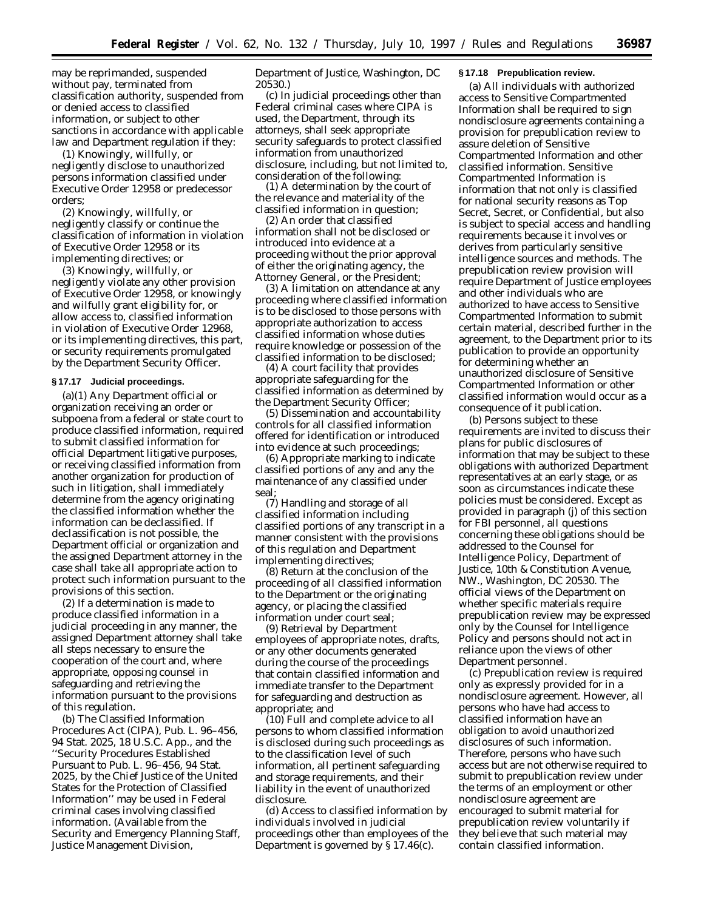may be reprimanded, suspended without pay, terminated from classification authority, suspended from or denied access to classified information, or subject to other sanctions in accordance with applicable law and Department regulation if they:

(1) Knowingly, willfully, or negligently disclose to unauthorized persons information classified under Executive Order 12958 or predecessor orders;

(2) Knowingly, willfully, or negligently classify or continue the classification of information in violation of Executive Order 12958 or its implementing directives; or

(3) Knowingly, willfully, or negligently violate any other provision of Executive Order 12958, or knowingly and wilfully grant eligibility for, or allow access to, classified information in violation of Executive Order 12968, or its implementing directives, this part, or security requirements promulgated by the Department Security Officer.

### § 17.17 Judicial proceedings.

(a)(1) Any Department official or organization receiving an order or subpoena from a federal or state court to produce classified information, required to submit classified information for official Department litigative purposes, or receiving classified information from another organization for production of such in litigation, shall immediately determine from the agency originating the classified information whether the information can be declassified. If declassification is not possible, the Department official or organization and the assigned Department attorney in the case shall take all appropriate action to protect such information pursuant to the provisions of this section.

(2) If a determination is made to produce classified information in a judicial proceeding in any manner, the assigned Department attorney shall take all steps necessary to ensure the cooperation of the court and, where appropriate, opposing counsel in safeguarding and retrieving the information pursuant to the provisions of this regulation.

(b) The Classified Information Procedures Act (CIPA), Pub. L. 96–456, 94 Stat. 2025, 18 U.S.C. App., and the ''Security Procedures Established Pursuant to Pub. L. 96–456, 94 Stat. 2025, by the Chief Justice of the United States for the Protection of Classified Information'' may be used in Federal criminal cases involving classified information. (Available from the Security and Emergency Planning Staff, Justice Management Division, Department of Justice, Washington, DC 20530.)

(c) In judicial proceedings other than Federal criminal cases where CIPA is used, the Department, through its attorneys, shall seek appropriate security safeguards to protect classified information from unauthorized disclosure, including, but not limited to, consideration of the following:

(1) A determination by the court of the relevance and materiality of the classified information in question;

(2) An order that classified information shall not be disclosed or introduced into evidence at a proceeding without the prior approval of either the originating agency, the Attorney General, or the President;

(3) A limitation on attendance at any proceeding where classified information is to be disclosed to those persons with appropriate authorization to access classified information whose duties require knowledge or possession of the classified information to be disclosed;

(4) A court facility that provides appropriate safeguarding for the classified information as determined by the Department Security Officer;

(5) Dissemination and accountability controls for all classified information offered for identification or introduced into evidence at such proceedings;

(6) Appropriate marking to indicate classified portions of any and any the maintenance of any classified under seal;

(7) Handling and storage of all classified information including classified portions of any transcript in a manner consistent with the provisions of this regulation and Department implementing directives;

(8) Return at the conclusion of the proceeding of all classified information to the Department or the originating agency, or placing the classified information under court seal;

(9) Retrieval by Department employees of appropriate notes, drafts, or any other documents generated during the course of the proceedings that contain classified information and immediate transfer to the Department for safeguarding and destruction as appropriate; and

(10) Full and complete advice to all persons to whom classified information is disclosed during such proceedings as to the classification level of such information, all pertinent safeguarding and storage requirements, and their liability in the event of unauthorized disclosure.

(d) Access to classified information by individuals involved in judicial proceedings other than employees of the Department is governed by § 17.46(c).

### § 17.18 Prepublication review.

(a) All individuals with authorized access to Sensitive Compartmented Information shall be required to sign nondisclosure agreements containing a provision for prepublication review to assure deletion of Sensitive Compartmented Information and other classified information. Sensitive Compartmented Information is information that not only is classified for national security reasons as Top Secret, Secret, or Confidential, but also is subject to special access and handling requirements because it involves or derives from particularly sensitive intelligence sources and methods. The prepublication review provision will require Department of Justice employees and other individuals who are authorized to have access to Sensitive Compartmented Information to submit certain material, described further in the agreement, to the Department prior to its publication to provide an opportunity for determining whether an unauthorized disclosure of Sensitive Compartmented Information or other classified information would occur as a consequence of it publication.

(b) Persons subject to these requirements are invited to discuss their plans for public disclosures of information that may be subject to these obligations with authorized Department representatives at an early stage, or as soon as circumstances indicate these policies must be considered. Except as provided in paragraph (j) of this section for FBI personnel, all questions concerning these obligations should be addressed to the Counsel for Intelligence Policy, Department of Justice, 10th & Constitution Avenue, NW., Washington, DC 20530. The official views of the Department on whether specific materials require prepublication review may be expressed only by the Counsel for Intelligence Policy and persons should not act in reliance upon the views of other Department personnel.

(c) Prepublication review is required only as expressly provided for in a nondisclosure agreement. However, all persons who have had access to classified information have an obligation to avoid unauthorized disclosures of such information. Therefore, persons who have such access but are not otherwise required to submit to prepublication review under the terms of an employment or other nondisclosure agreement are encouraged to submit material for prepublication review voluntarily if they believe that such material may contain classified information.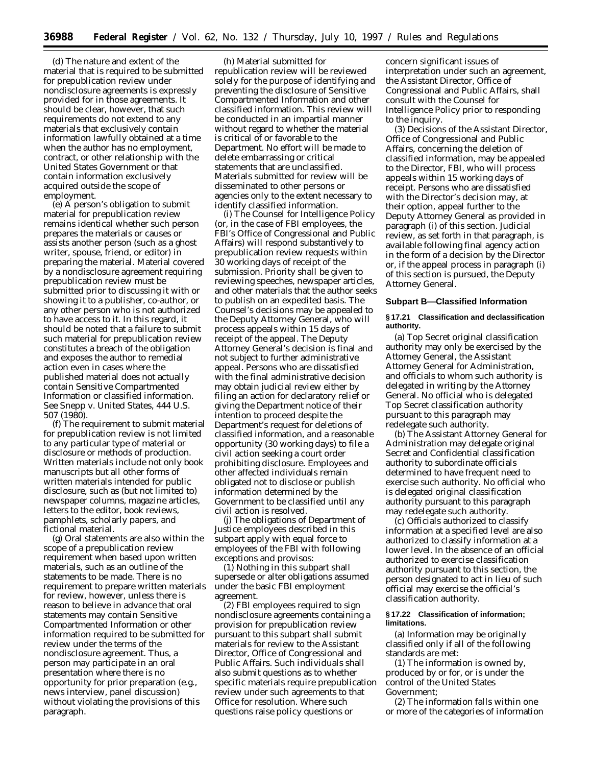(d) The nature and extent of the material that is required to be submitted for prepublication review under nondisclosure agreements is expressly provided for in those agreements. It should be clear, however, that such requirements do not extend to any materials that exclusively contain information lawfully obtained at a time when the author has no employment, contract, or other relationship with the United States Government or that contain information exclusively acquired outside the scope of employment.

(e) A person's obligation to submit material for prepublication review remains identical whether such person prepares the materials or causes or assists another person (such as a ghost writer, spouse, friend, or editor) in preparing the material. Material covered by a nondisclosure agreement requiring prepublication review must be submitted prior to discussing it with or showing it to a publisher, co-author, or any other person who is not authorized to have access to it. In this regard, it should be noted that a failure to submit such material for prepublication review constitutes a breach of the obligation and exposes the author to remedial action even in cases where the published material does not actually contain Sensitive Compartmented Information or classified information. See *Snepp* v. *United States*, 444 U.S. 507 (1980).

(f) The requirement to submit material for prepublication review is not limited to any particular type of material or disclosure or methods of production. Written materials include not only book manuscripts but all other forms of written materials intended for public disclosure, such as (but not limited to) newspaper columns, magazine articles, letters to the editor, book reviews, pamphlets, scholarly papers, and fictional material.

(g) Oral statements are also within the scope of a prepublication review requirement when based upon written materials, such as an outline of the statements to be made. There is no requirement to prepare written materials for review, however, unless there is reason to believe in advance that oral statements may contain Sensitive Compartmented Information or other information required to be submitted for review under the terms of the nondisclosure agreement. Thus, a person may participate in an oral presentation where there is no opportunity for prior preparation (e.g., news interview, panel discussion) without violating the provisions of this paragraph.

(h) Material submitted for republication review will be reviewed solely for the purpose of identifying and preventing the disclosure of Sensitive Compartmented Information and other classified information. This review will be conducted in an impartial manner without regard to whether the material is critical of or favorable to the Department. No effort will be made to delete embarrassing or critical statements that are unclassified. Materials submitted for review will be disseminated to other persons or agencies only to the extent necessary to identify classified information.

(i) The Counsel for Intelligence Policy (or, in the case of FBI employees, the FBI's Office of Congressional and Public Affairs) will respond substantively to prepublication review requests within 30 working days of receipt of the submission. Priority shall be given to reviewing speeches, newspaper articles, and other materials that the author seeks to publish on an expedited basis. The Counsel's decisions may be appealed to the Deputy Attorney General, who will process appeals within 15 days of receipt of the appeal. The Deputy Attorney General's decision is final and not subject to further administrative appeal. Persons who are dissatisfied with the final administrative decision may obtain judicial review either by filing an action for declaratory relief or giving the Department notice of their intention to proceed despite the Department's request for deletions of classified information, and a reasonable opportunity (30 working days) to file a civil action seeking a court order prohibiting disclosure. Employees and other affected individuals remain obligated not to disclose or publish information determined by the Government to be classified until any civil action is resolved.

(j) The obligations of Department of Justice employees described in this subpart apply with equal force to employees of the FBI with following exceptions and provisos:

(1) Nothing in this subpart shall supersede or alter obligations assumed under the basic FBI employment agreement.

(2) FBI employees required to sign nondisclosure agreements containing a provision for prepublication review pursuant to this subpart shall submit materials for review to the Assistant Director, Office of Congressional and Public Affairs. Such individuals shall also submit questions as to whether specific materials require prepublication review under such agreements to that Office for resolution. Where such questions raise policy questions or concern significant issues of interpretation under such an agreement, the Assistant Director, Office of Congressional and Public Affairs, shall consult with the Counsel for Intelligence Policy prior to responding to the inquiry.

(3) Decisions of the Assistant Director, Office of Congressional and Public Affairs, concerning the deletion of classified information, may be appealed to the Director, FBI, who will process appeals within 15 working days of receipt. Persons who are dissatisfied with the Director's decision may, at their option, appeal further to the Deputy Attorney General as provided in paragraph (i) of this section. Judicial review, as set forth in that paragraph, is available following final agency action in the form of a decision by the Director or, if the appeal process in paragraph (i) of this section is pursued, the Deputy Attorney General.

## Subpart B—Classified Information

### § 17.21 Classification and declassification authority.

(a) Top Secret original classification authority may only be exercised by the Attorney General, the Assistant Attorney General for Administration, and officials to whom such authority is delegated in writing by the Attorney General. No official who is delegated Top Secret classification authority pursuant to this paragraph may redelegate such authority.

(b) The Assistant Attorney General for Administration may delegate original Secret and Confidential classification authority to subordinate officials determined to have frequent need to exercise such authority. No official who is delegated original classification authority pursuant to this paragraph may redelegate such authority.

(c) Officials authorized to classify information at a specified level are also authorized to classify information at a lower level. In the absence of an official authorized to exercise classification authority pursuant to this section, the person designated to act in lieu of such official may exercise the official's classification authority.

### § 17.22 Classification of information; limitations.

(a) Information may be originally classified only if all of the following standards are met:

(1) The information is owned by, produced by or for, or is under the control of the United States Government;

(2) The information falls within one or more of the categories of information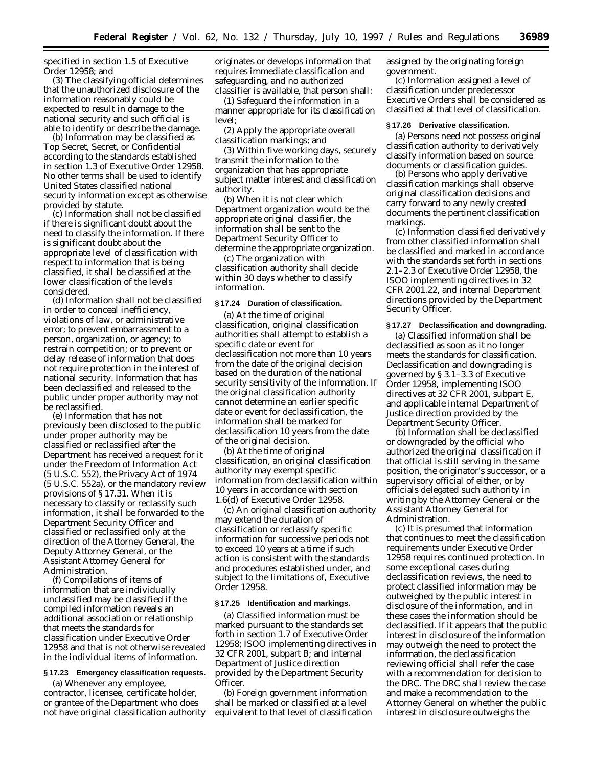specified in section 1.5 of Executive Order 12958; and

(3) The classifying official determines that the unauthorized disclosure of the information reasonably could be expected to result in damage to the national security and such official is able to identify or describe the damage.

(b) Information may be classified as Top Secret, Secret, or Confidential according to the standards established in section 1.3 of Executive Order 12958. No other terms shall be used to identify United States classified national security information except as otherwise provided by statute.

(c) Information shall not be classified if there is significant doubt about the need to classify the information. If there is significant doubt about the appropriate level of classification with respect to information that is being classified, it shall be classified at the lower classification of the levels considered.

(d) Information shall not be classified in order to conceal inefficiency, violations of law, or administrative error; to prevent embarrassment to a person, organization, or agency; to restrain competition; or to prevent or delay release of information that does not require protection in the interest of national security. Information that has been declassified and released to the public under proper authority may not be reclassified.

(e) Information that has not previously been disclosed to the public under proper authority may be classified or reclassified after the Department has received a request for it under the Freedom of Information Act (5 U.S.C. 552), the Privacy Act of 1974 (5 U.S.C. 552a), or the mandatory review provisions of § 17.31. When it is necessary to classify or reclassify such information, it shall be forwarded to the Department Security Officer and classified or reclassified only at the direction of the Attorney General, the Deputy Attorney General, or the Assistant Attorney General for Administration.

(f) Compilations of items of information that are individually unclassified may be classified if the compiled information reveals an additional association or relationship that meets the standards for classification under Executive Order 12958 and that is not otherwise revealed in the individual items of information.

**§ 17.23 Emergency classification requests.**

(a) Whenever any employee, contractor, licensee, certificate holder, or grantee of the Department who does not have original classification authority originates or develops information that requires immediate classification and safeguarding, and no authorized classifier is available, that person shall:

(1) Safeguard the information in a manner appropriate for its classification level;

(2) Apply the appropriate overall classification markings; and

(3) Within five working days, securely transmit the information to the organization that has appropriate subject matter interest and classification authority.

(b) When it is not clear which Department organization would be the appropriate original classifier, the information shall be sent to the Department Security Officer to determine the appropriate organization.

(c) The organization with classification authority shall decide within 30 days whether to classify information.

**§ 17.24 Duration of classification.**

(a) At the time of original classification, original classification authorities shall attempt to establish a specific date or event for declassification not more than 10 years from the date of the original decision based on the duration of the national security sensitivity of the information. If the original classification authority cannot determine an earlier specific date or event for declassification, the information shall be marked for declassification 10 years from the date of the original decision.

(b) At the time of original classification, an original classification authority may exempt specific information from declassification within 10 years in accordance with section 1.6(d) of Executive Order 12958.

(c) An original classification authority may extend the duration of classification or reclassify specific information for successive periods not to exceed 10 years at a time if such action is consistent with the standards and procedures established under, and subject to the limitations of, Executive Order 12958.

**§ 17.25 Identification and markings.**

(a) Classified information must be marked pursuant to the standards set forth in section 1.7 of Executive Order 12958; ISOO implementing directives in 32 CFR 2001, subpart B; and internal Department of Justice direction provided by the Department Security Officer.

(b) Foreign government information shall be marked or classified at a level equivalent to that level of classification assigned by the originating foreign government.

(c) Information assigned a level of classification under predecessor Executive Orders shall be considered as classified at that level of classification.

**§ 17.26 Derivative classification.**

(a) Persons need not possess original classification authority to derivatively classify information based on source documents or classification guides.

(b) Persons who apply derivative classification markings shall observe original classification decisions and carry forward to any newly created documents the pertinent classification markings.

(c) Information classified derivatively from other classified information shall be classified and marked in accordance with the standards set forth in sections 2.1–2.3 of Executive Order 12958, the ISOO implementing directives in 32 CFR 2001.22, and internal Department directions provided by the Department Security Officer.

**§ 17.27 Declassification and downgrading.**

(a) Classified information shall be declassified as soon as it no longer meets the standards for classification. Declassification and downgrading is governed by § 3.1–3.3 of Executive Order 12958, implementing ISOO directives at 32 CFR 2001, subpart E, and applicable internal Department of Justice direction provided by the Department Security Officer.

(b) Information shall be declassified or downgraded by the official who authorized the original classification if that official is still serving in the same position, the originator's successor, or a supervisory official of either, or by officials delegated such authority in writing by the Attorney General or the Assistant Attorney General for Administration.

(c) It is presumed that information that continues to meet the classification requirements under Executive Order 12958 requires continued protection. In some exceptional cases during declassification reviews, the need to protect classified information may be outweighed by the public interest in disclosure of the information, and in these cases the information should be declassified. If it appears that the public interest in disclosure of the information may outweigh the need to protect the information, the declassification reviewing official shall refer the case with a recommendation for decision to the DRC. The DRC shall review the case and make a recommendation to the Attorney General on whether the public interest in disclosure outweighs the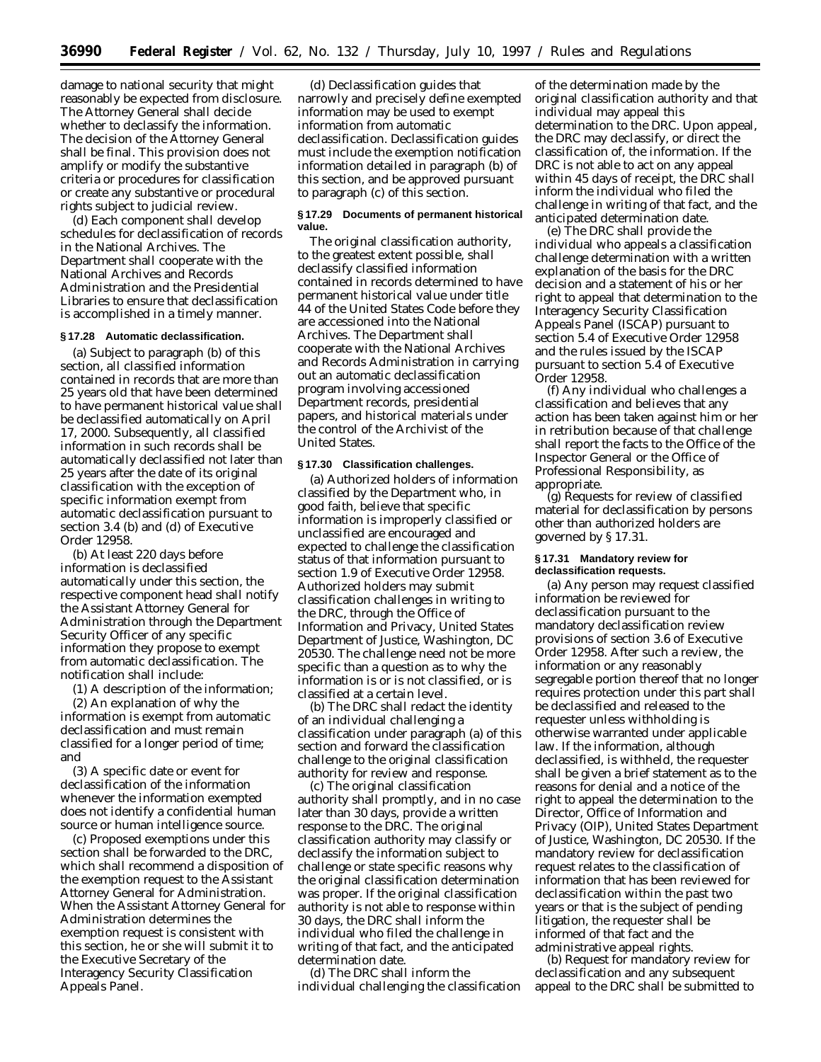damage to national security that might reasonably be expected from disclosure. The Attorney General shall decide whether to declassify the information. The decision of the Attorney General shall be final. This provision does not amplify or modify the substantive criteria or procedures for classification or create any substantive or procedural rights subject to judicial review.

(d) Each component shall develop schedules for declassification of records in the National Archives. The Department shall cooperate with the National Archives and Records Administration and the Presidential Libraries to ensure that declassification is accomplished in a timely manner.

**§ 17.28 Automatic declassification.**

(a) Subject to paragraph (b) of this section, all classified information contained in records that are more than 25 years old that have been determined to have permanent historical value shall be declassified automatically on April 17, 2000. Subsequently, all classified information in such records shall be automatically declassified not later than 25 years after the date of its original classification with the exception of specific information exempt from automatic declassification pursuant to section 3.4 (b) and (d) of Executive Order 12958.

(b) At least 220 days before information is declassified automatically under this section, the respective component head shall notify the Assistant Attorney General for Administration through the Department Security Officer of any specific information they propose to exempt from automatic declassification. The notification shall include:

(1) A description of the information;

(2) An explanation of why the information is exempt from automatic declassification and must remain classified for a longer period of time; and

(3) A specific date or event for declassification of the information whenever the information exempted does not identify a confidential human source or human intelligence source.

(c) Proposed exemptions under this section shall be forwarded to the DRC, which shall recommend a disposition of the exemption request to the Assistant Attorney General for Administration. When the Assistant Attorney General for Administration determines the exemption request is consistent with this section, he or she will submit it to the Executive Secretary of the Interagency Security Classification Appeals Panel.

(d) Declassification guides that narrowly and precisely define exempted information may be used to exempt information from automatic declassification. Declassification guides must include the exemption notification information detailed in paragraph (b) of this section, and be approved pursuant to paragraph (c) of this section.

**§ 17.29 Documents of permanent historical value.**

The original classification authority, to the greatest extent possible, shall declassify classified information contained in records determined to have permanent historical value under title 44 of the United States Code before they are accessioned into the National Archives. The Department shall cooperate with the National Archives and Records Administration in carrying out an automatic declassification program involving accessioned Department records, presidential papers, and historical materials under the control of the Archivist of the United States.

**§ 17.30 Classification challenges.**

(a) Authorized holders of information classified by the Department who, in good faith, believe that specific information is improperly classified or unclassified are encouraged and expected to challenge the classification status of that information pursuant to section 1.9 of Executive Order 12958. Authorized holders may submit classification challenges in writing to the DRC, through the Office of Information and Privacy, United States Department of Justice, Washington, DC 20530. The challenge need not be more specific than a question as to why the information is or is not classified, or is classified at a certain level.

(b) The DRC shall redact the identity of an individual challenging a classification under paragraph (a) of this section and forward the classification challenge to the original classification authority for review and response.

(c) The original classification authority shall promptly, and in no case later than 30 days, provide a written response to the DRC. The original classification authority may classify or declassify the information subject to challenge or state specific reasons why the original classification determination was proper. If the original classification authority is not able to response within 30 days, the DRC shall inform the individual who filed the challenge in writing of that fact, and the anticipated determination date.

(d) The DRC shall inform the individual challenging the classification of the determination made by the original classification authority and that individual may appeal this determination to the DRC. Upon appeal, the DRC may declassify, or direct the classification of, the information. If the DRC is not able to act on any appeal within 45 days of receipt, the DRC shall inform the individual who filed the challenge in writing of that fact, and the anticipated determination date.

(e) The DRC shall provide the individual who appeals a classification challenge determination with a written explanation of the basis for the DRC decision and a statement of his or her right to appeal that determination to the Interagency Security Classification Appeals Panel (ISCAP) pursuant to section 5.4 of Executive Order 12958 and the rules issued by the ISCAP pursuant to section 5.4 of Executive Order 12958.

(f) Any individual who challenges a classification and believes that any action has been taken against him or her in retribution because of that challenge shall report the facts to the Office of the Inspector General or the Office of Professional Responsibility, as appropriate.

(g) Requests for review of classified material for declassification by persons other than authorized holders are governed by § 17.31.

**§ 17.31 Mandatory review for declassification requests.**

(a) Any person may request classified information be reviewed for declassification pursuant to the mandatory declassification review provisions of section 3.6 of Executive Order 12958. After such a review, the information or any reasonably segregable portion thereof that no longer requires protection under this part shall be declassified and released to the requester unless withholding is otherwise warranted under applicable law. If the information, although declassified, is withheld, the requester shall be given a brief statement as to the reasons for denial and a notice of the right to appeal the determination to the Director, Office of Information and Privacy (OIP), United States Department of Justice, Washington, DC 20530. If the mandatory review for declassification request relates to the classification of information that has been reviewed for declassification within the past two years or that is the subject of pending litigation, the requester shall be informed of that fact and the administrative appeal rights.

(b) Request for mandatory review for declassification and any subsequent appeal to the DRC shall be submitted to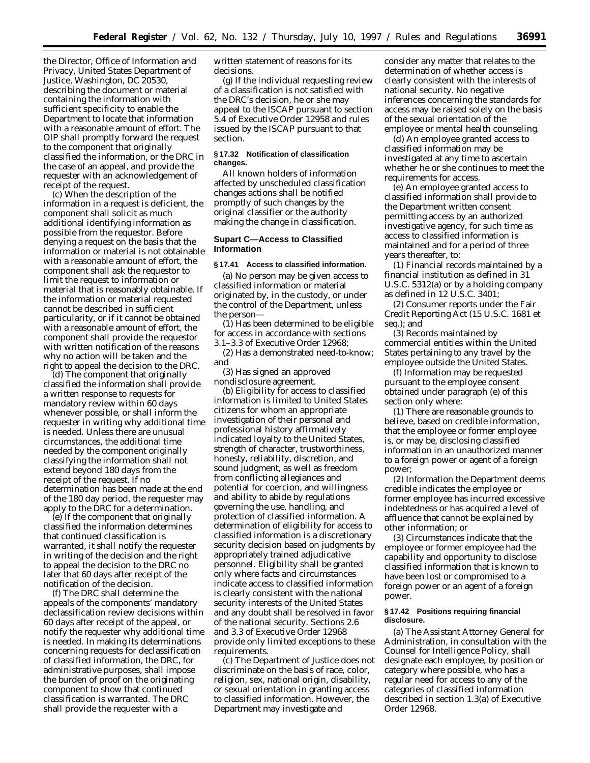the Director, Office of Information and Privacy, United States Department of Justice, Washington, DC 20530, describing the document or material containing the information with sufficient specificity to enable the Department to locate that information with a reasonable amount of effort. The OIP shall promptly forward the request to the component that originally classified the information, or the DRC in the case of an appeal, and provide the requester with an acknowledgement of receipt of the request.

(c) When the description of the information in a request is deficient, the component shall solicit as much additional identifying information as possible from the requestor. Before denying a request on the basis that the information or material is not obtainable with a reasonable amount of effort, the component shall ask the requestor to limit the request to information or material that is reasonably obtainable. If the information or material requested cannot be described in sufficient particularity, or if it cannot be obtained with a reasonable amount of effort, the component shall provide the requestor with written notification of the reasons why no action will be taken and the right to appeal the decision to the DRC.

(d) The component that originally classified the information shall provide a written response to requests for mandatory review within 60 days whenever possible, or shall inform the requester in writing why additional time is needed. Unless there are unusual circumstances, the additional time needed by the component originally classifying the information shall not extend beyond 180 days from the receipt of the request. If no determination has been made at the end of the 180 day period, the requester may apply to the DRC for a determination.

(e) If the component that originally classified the information determines that continued classification is warranted, it shall notify the requester in writing of the decision and the right to appeal the decision to the DRC no later that 60 days after receipt of the notification of the decision.

(f) The DRC shall determine the appeals of the components' mandatory declassification review decisions within 60 days after receipt of the appeal, or notify the requester why additional time is needed. In making its determinations concerning requests for declassification of classified information, the DRC, for administrative purposes, shall impose the burden of proof on the originating component to show that continued classification is warranted. The DRC shall provide the requester with a written statement of reasons for its decisions.

(g) If the individual requesting review of a classification is not satisfied with the DRC's decision, he or she may appeal to the ISCAP pursuant to section 5.4 of Executive Order 12958 and rules issued by the ISCAP pursuant to that section.

**§ 17.32 Notification of classification changes.**

All known holders of information affected by unscheduled classification changes actions shall be notified promptly of such changes by the original classifier or the authority making the change in classification.

## Supart C—Access to Classified Information

**§ 17.41 Access to classified information.**

(a) No person may be given access to classified information or material originated by, in the custody, or under the control of the Department, unless the person—

(1) Has been determined to be eligible for access in accordance with sections 3.1–3.3 of Executive Order 12968;

(2) Has a demonstrated need-to-know; and

(3) Has signed an approved nondisclosure agreement.

(b) Eligibility for access to classified information is limited to United States citizens for whom an appropriate investigation of their personal and professional history affirmatively indicated loyalty to the United States, strength of character, trustworthiness, honesty, reliability, discretion, and sound judgment, as well as freedom from conflicting allegiances and potential for coercion, and willingness and ability to abide by regulations governing the use, handling, and protection of classified information. A determination of eligibility for access to classified information is a discretionary security decision based on judgments by appropriately trained adjudicative personnel. Eligibility shall be granted only where facts and circumstances indicate access to classified information is clearly consistent with the national security interests of the United States and any doubt shall be resolved in favor of the national security. Sections 2.6 and 3.3 of Executive Order 12968 provide only limited exceptions to these requirements.

(c) The Department of Justice does not discriminate on the basis of race, color, religion, sex, national origin, disability, or sexual orientation in granting access to classified information. However, the Department may investigate and consider any matter that relates to the determination of whether access is clearly consistent with the interests of national security. No negative inferences concerning the standards for access may be raised solely on the basis of the sexual orientation of the employee or mental health counseling.

(d) An employee granted access to classified information may be investigated at any time to ascertain whether he or she continues to meet the requirements for access.

(e) An employee granted access to classified information shall provide to the Department written consent permitting access by an authorized investigative agency, for such time as access to classified information is maintained and for a period of three years thereafter, to:

(1) Financial records maintained by a financial institution as defined in 31 U.S.C. 5312(a) or by a holding company as defined in 12 U.S.C. 3401;

(2) Consumer reports under the Fair Credit Reporting Act (15 U.S.C. 1681 et seq.); and

(3) Records maintained by commercial entities within the United States pertaining to any travel by the employee outside the United States.

(f) Information may be requested pursuant to the employee consent obtained under paragraph (e) of this section only where:

(1) There are reasonable grounds to believe, based on credible information, that the employee or former employee is, or may be, disclosing classified information in an unauthorized manner to a foreign power or agent of a foreign power;

(2) Information the Department deems credible indicates the employee or former employee has incurred excessive indebtedness or has acquired a level of affluence that cannot be explained by other information; or

(3) Circumstances indicate that the employee or former employee had the capability and opportunity to disclose classified information that is known to have been lost or compromised to a foreign power or an agent of a foreign power.

**§ 17.42 Positions requiring financial disclosure.**

(a) The Assistant Attorney General for Administration, in consultation with the Counsel for Intelligence Policy, shall designate each employee, by position or category where possible, who has a regular need for access to any of the categories of classified information described in section 1.3(a) of Executive Order 12968.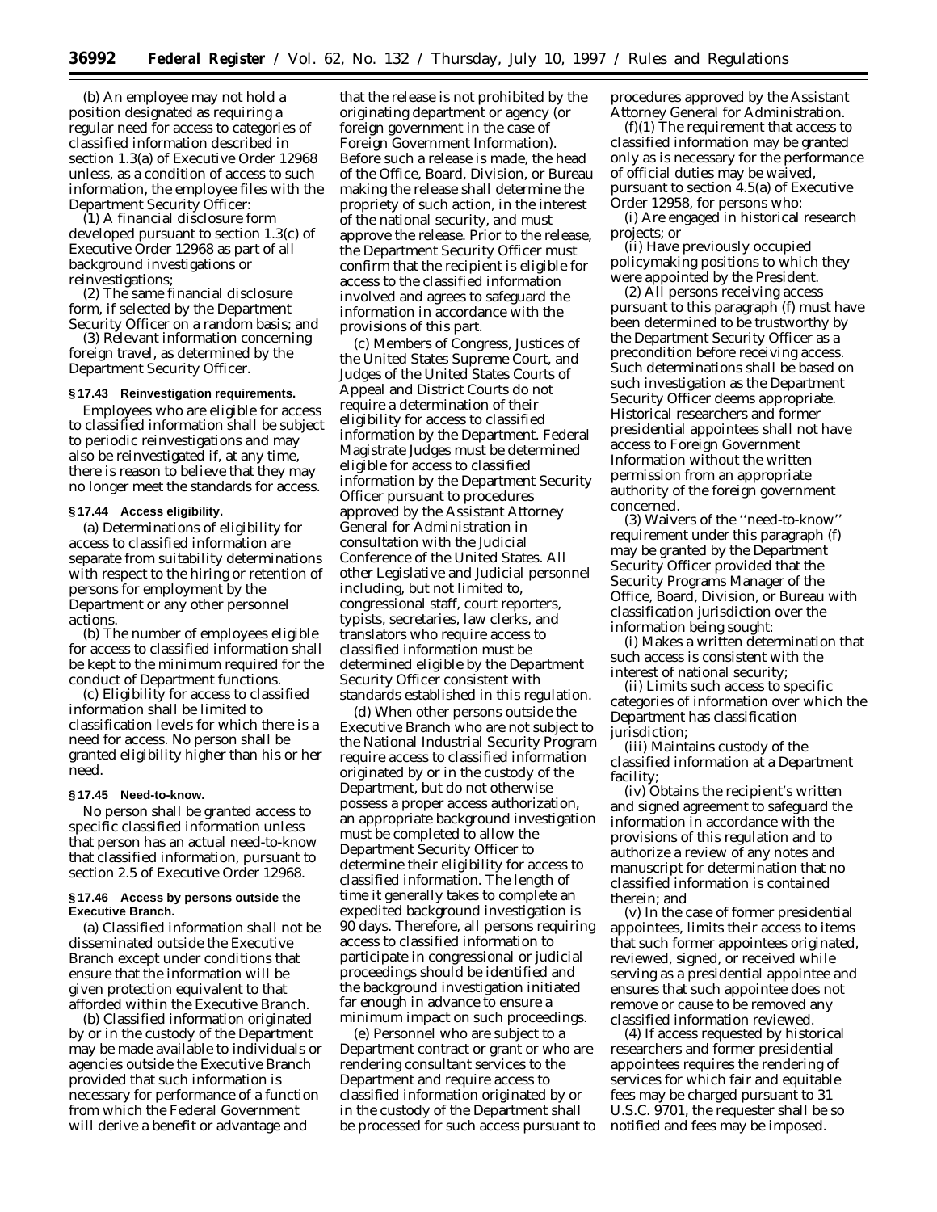(b) An employee may not hold a position designated as requiring a regular need for access to categories of classified information described in section 1.3(a) of Executive Order 12968 unless, as a condition of access to such information, the employee files with the Department Security Officer:

(1) A financial disclosure form developed pursuant to section 1.3(c) of Executive Order 12968 as part of all background investigations or reinvestigations;

(2) The same financial disclosure form, if selected by the Department Security Officer on a random basis; and

(3) Relevant information concerning foreign travel, as determined by the Department Security Officer.

**§ 17.43 Reinvestigation requirements.**

Employees who are eligible for access to classified information shall be subject to periodic reinvestigations and may also be reinvestigated if, at any time, there is reason to believe that they may no longer meet the standards for access.

**§ 17.44 Access eligibility.**

(a) Determinations of eligibility for access to classified information are separate from suitability determinations with respect to the hiring or retention of persons for employment by the Department or any other personnel actions.

(b) The number of employees eligible for access to classified information shall be kept to the minimum required for the conduct of Department functions.

(c) Eligibility for access to classified information shall be limited to classification levels for which there is a need for access. No person shall be granted eligibility higher than his or her need.

**§ 17.45 Need-to-know.**

No person shall be granted access to specific classified information unless that person has an actual need-to-know that classified information, pursuant to section 2.5 of Executive Order 12968.

**§ 17.46 Access by persons outside the Executive Branch.**

(a) Classified information shall not be disseminated outside the Executive Branch except under conditions that ensure that the information will be given protection equivalent to that afforded within the Executive Branch.

(b) Classified information originated by or in the custody of the Department may be made available to individuals or agencies outside the Executive Branch provided that such information is necessary for performance of a function from which the Federal Government will derive a benefit or advantage and that the release is not prohibited by the originating department or agency (or foreign government in the case of Foreign Government Information). Before such a release is made, the head of the Office, Board, Division, or Bureau making the release shall determine the propriety of such action, in the interest of the national security, and must approve the release. Prior to the release, the Department Security Officer must confirm that the recipient is eligible for access to the classified information involved and agrees to safeguard the information in accordance with the provisions of this part.

(c) Members of Congress, Justices of the United States Supreme Court, and Judges of the United States Courts of Appeal and District Courts do not require a determination of their eligibility for access to classified information by the Department. Federal Magistrate Judges must be determined eligible for access to classified information by the Department Security Officer pursuant to procedures approved by the Assistant Attorney General for Administration in consultation with the Judicial Conference of the United States. All other Legislative and Judicial personnel including, but not limited to, congressional staff, court reporters, typists, secretaries, law clerks, and translators who require access to classified information must be determined eligible by the Department Security Officer consistent with standards established in this regulation.

(d) When other persons outside the Executive Branch who are not subject to the National Industrial Security Program require access to classified information originated by or in the custody of the Department, but do not otherwise possess a proper access authorization, an appropriate background investigation must be completed to allow the Department Security Officer to determine their eligibility for access to classified information. The length of time it generally takes to complete an expedited background investigation is 90 days. Therefore, all persons requiring access to classified information to participate in congressional or judicial proceedings should be identified and the background investigation initiated far enough in advance to ensure a minimum impact on such proceedings.

(e) Personnel who are subject to a Department contract or grant or who are rendering consultant services to the Department and require access to classified information originated by or in the custody of the Department shall be processed for such access pursuant to procedures approved by the Assistant Attorney General for Administration.

(f)(1) The requirement that access to classified information may be granted only as is necessary for the performance of official duties may be waived, pursuant to section 4.5(a) of Executive Order 12958, for persons who:

(i) Are engaged in historical research projects; or

(ii) Have previously occupied policymaking positions to which they were appointed by the President.

(2) All persons receiving access pursuant to this paragraph (f) must have been determined to be trustworthy by the Department Security Officer as a precondition before receiving access. Such determinations shall be based on such investigation as the Department Security Officer deems appropriate. Historical researchers and former presidential appointees shall not have access to Foreign Government Information without the written permission from an appropriate authority of the foreign government concerned.

(3) Waivers of the ''need-to-know'' requirement under this paragraph (f) may be granted by the Department Security Officer provided that the Security Programs Manager of the Office, Board, Division, or Bureau with classification jurisdiction over the information being sought:

(i) Makes a written determination that such access is consistent with the interest of national security;

(ii) Limits such access to specific categories of information over which the Department has classification jurisdiction;

(iii) Maintains custody of the classified information at a Department facility;

(iv) Obtains the recipient's written and signed agreement to safeguard the information in accordance with the provisions of this regulation and to authorize a review of any notes and manuscript for determination that no classified information is contained therein; and

(v) In the case of former presidential appointees, limits their access to items that such former appointees originated, reviewed, signed, or received while serving as a presidential appointee and ensures that such appointee does not remove or cause to be removed any classified information reviewed.

(4) If access requested by historical researchers and former presidential appointees requires the rendering of services for which fair and equitable fees may be charged pursuant to 31 U.S.C. 9701, the requester shall be so notified and fees may be imposed.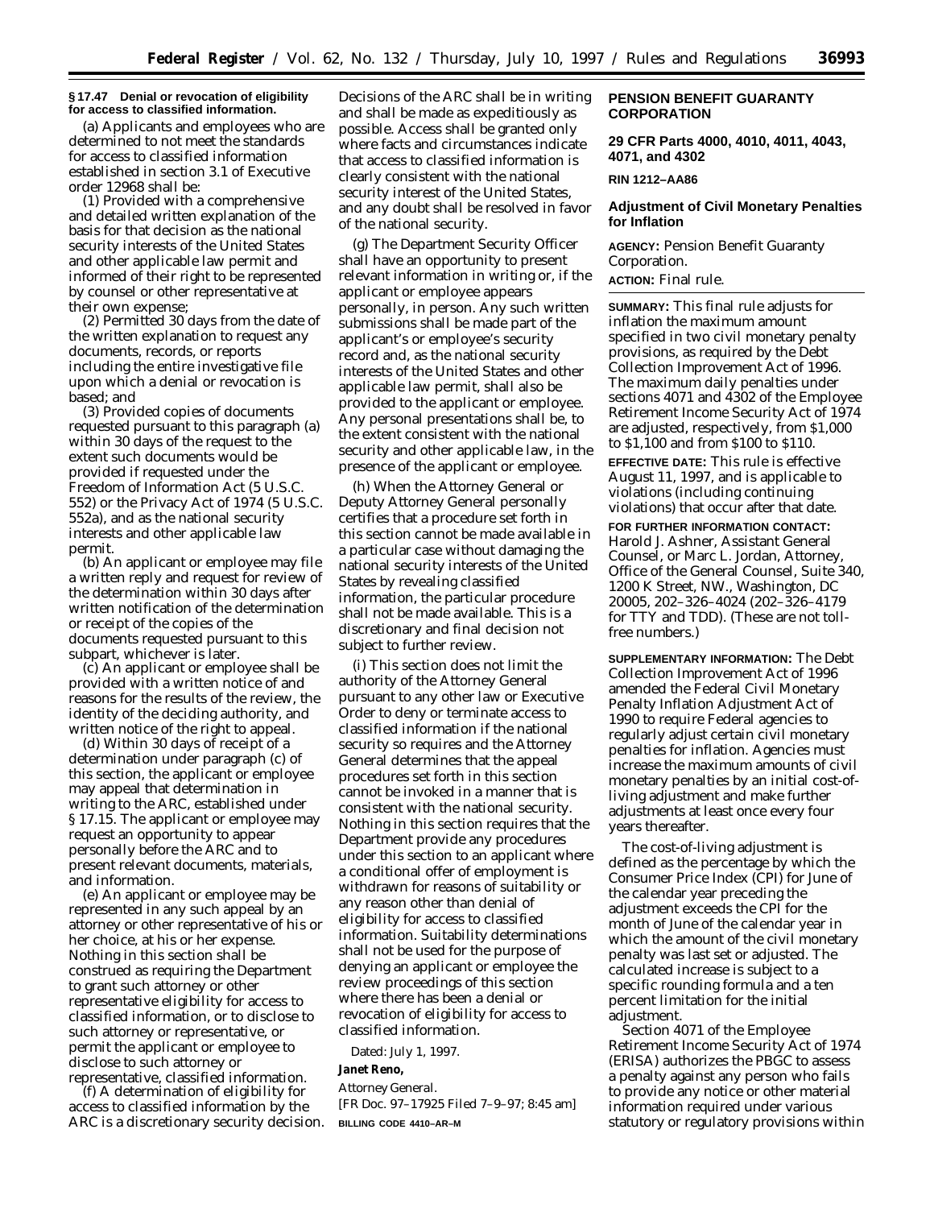**§ 17.47 Denial or revocation of eligibility for access to classified information.**

(a) Applicants and employees who are determined to not meet the standards for access to classified information established in section 3.1 of Executive order 12968 shall be:

(1) Provided with a comprehensive and detailed written explanation of the basis for that decision as the national security interests of the United States and other applicable law permit and informed of their right to be represented by counsel or other representative at their own expense;

(2) Permitted 30 days from the date of the written explanation to request any documents, records, or reports including the entire investigative file upon which a denial or revocation is based; and

(3) Provided copies of documents requested pursuant to this paragraph (a) within 30 days of the request to the extent such documents would be provided if requested under the Freedom of Information Act (5 U.S.C. 552) or the Privacy Act of 1974 (5 U.S.C. 552a), and as the national security interests and other applicable law permit.

(b) An applicant or employee may file a written reply and request for review of the determination within 30 days after written notification of the determination or receipt of the copies of the documents requested pursuant to this subpart, whichever is later.

(c) An applicant or employee shall be provided with a written notice of and reasons for the results of the review, the identity of the deciding authority, and written notice of the right to appeal.

(d) Within 30 days of receipt of a determination under paragraph (c) of this section, the applicant or employee may appeal that determination in writing to the ARC, established under § 17.15. The applicant or employee may request an opportunity to appear personally before the ARC and to present relevant documents, materials, and information.

(e) An applicant or employee may be represented in any such appeal by an attorney or other representative of his or her choice, at his or her expense. Nothing in this section shall be construed as requiring the Department to grant such attorney or other representative eligibility for access to classified information, or to disclose to such attorney or representative, or permit the applicant or employee to disclose to such attorney or representative, classified information.

(f) A determination of eligibility for access to classified information by the ARC is a discretionary security decision. Decisions of the ARC shall be in writing and shall be made as expeditiously as possible. Access shall be granted only where facts and circumstances indicate that access to classified information is clearly consistent with the national security interest of the United States, and any doubt shall be resolved in favor of the national security.

(g) The Department Security Officer shall have an opportunity to present relevant information in writing or, if the applicant or employee appears personally, in person. Any such written submissions shall be made part of the applicant's or employee's security record and, as the national security interests of the United States and other applicable law permit, shall also be provided to the applicant or employee. Any personal presentations shall be, to the extent consistent with the national security and other applicable law, in the presence of the applicant or employee.

(h) When the Attorney General or Deputy Attorney General personally certifies that a procedure set forth in this section cannot be made available in a particular case without damaging the national security interests of the United States by revealing classified information, the particular procedure shall not be made available. This is a discretionary and final decision not subject to further review.

(i) This section does not limit the authority of the Attorney General pursuant to any other law or Executive Order to deny or terminate access to classified information if the national security so requires and the Attorney General determines that the appeal procedures set forth in this section cannot be invoked in a manner that is consistent with the national security. Nothing in this section requires that the Department provide any procedures under this section to an applicant where a conditional offer of employment is withdrawn for reasons of suitability or any reason other than denial of eligibility for access to classified information. Suitability determinations shall not be used for the purpose of denying an applicant or employee the review proceedings of this section where there has been a denial or revocation of eligibility for access to classified information.

Dated: July 1, 1997.

**Janet Reno,**

*Attorney General.*

[FR Doc. 97–17925 Filed 7–9–97; 8:45 am]

**BILLING CODE 4410–AR–M**

## PENSION BENEFIT GUARANTY CORPORATION

### 29 CFR Parts 4000, 4010, 4011, 4043, 4071, and 4302

**RIN 1212–AA86**

### Adjustment of Civil Monetary Penalties for Inflation

**AGENCY:** Pension Benefit Guaranty Corporation.

**ACTION:** Final rule.

**SUMMARY:** This final rule adjusts for inflation the maximum amount specified in two civil monetary penalty provisions, as required by the Debt Collection Improvement Act of 1996. The maximum daily penalties under sections 4071 and 4302 of the Employee Retirement Income Security Act of 1974 are adjusted, respectively, from $1,000 to $1,100 and from $100 to $110.

**EFFECTIVE DATE:** This rule is effective August 11, 1997, and is applicable to violations (including continuing violations) that occur after that date.

**FOR FURTHER INFORMATION CONTACT:** Harold J. Ashner, Assistant General Counsel, or Marc L. Jordan, Attorney, Office of the General Counsel, Suite 340, 1200 K Street, NW., Washington, DC 20005, 202–326–4024 (202–326–4179 for TTY and TDD). (These are not toll-free numbers.)

**SUPPLEMENTARY INFORMATION:** The Debt Collection Improvement Act of 1996 amended the Federal Civil Monetary Penalty Inflation Adjustment Act of 1990 to require Federal agencies to regularly adjust certain civil monetary penalties for inflation. Agencies must increase the maximum amounts of civil monetary penalties by an initial cost-of-living adjustment and make further adjustments at least once every four years thereafter.

The cost-of-living adjustment is defined as the percentage by which the Consumer Price Index (CPI) for June of the calendar year preceding the adjustment exceeds the CPI for the month of June of the calendar year in which the amount of the civil monetary penalty was last set or adjusted. The calculated increase is subject to a specific rounding formula and a ten percent limitation for the initial adjustment.

Section 4071 of the Employee Retirement Income Security Act of 1974 (ERISA) authorizes the PBGC to assess a penalty against any person who fails to provide any notice or other material information required under various statutory or regulatory provisions within